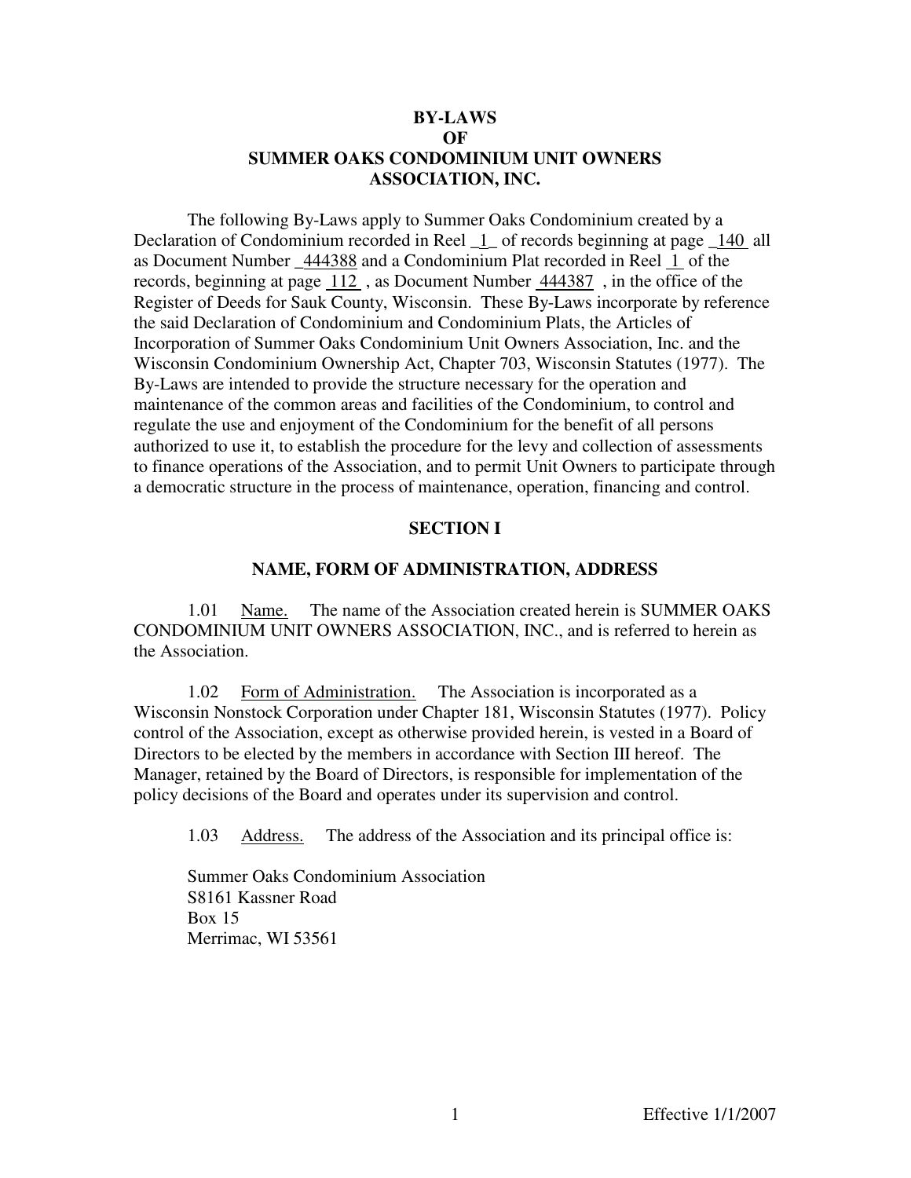# BY-LAWS
# OF
# SUMMER OAKS CONDOMINIUM UNIT OWNERS ASSOCIATION, INC.

The following By-Laws apply to Summer Oaks Condominium created by a Declaration of Condominium recorded in Reel _1_ of records beginning at page _140_ all as Document Number _444388 and a Condominium Plat recorded in Reel 1 of the records, beginning at page 112 , as Document Number 444387 , in the office of the Register of Deeds for Sauk County, Wisconsin. These By-Laws incorporate by reference the said Declaration of Condominium and Condominium Plats, the Articles of Incorporation of Summer Oaks Condominium Unit Owners Association, Inc. and the Wisconsin Condominium Ownership Act, Chapter 703, Wisconsin Statutes (1977). The By-Laws are intended to provide the structure necessary for the operation and maintenance of the common areas and facilities of the Condominium, to control and regulate the use and enjoyment of the Condominium for the benefit of all persons authorized to use it, to establish the procedure for the levy and collection of assessments to finance operations of the Association, and to permit Unit Owners to participate through a democratic structure in the process of maintenance, operation, financing and control.

## SECTION I

## NAME, FORM OF ADMINISTRATION, ADDRESS

1.01 Name. The name of the Association created herein is SUMMER OAKS CONDOMINIUM UNIT OWNERS ASSOCIATION, INC., and is referred to herein as the Association.

1.02 Form of Administration. The Association is incorporated as a Wisconsin Nonstock Corporation under Chapter 181, Wisconsin Statutes (1977). Policy control of the Association, except as otherwise provided herein, is vested in a Board of Directors to be elected by the members in accordance with Section III hereof. The Manager, retained by the Board of Directors, is responsible for implementation of the policy decisions of the Board and operates under its supervision and control.

1.03 Address. The address of the Association and its principal office is:

Summer Oaks Condominium Association
S8161 Kassner Road
Box 15
Merrimac, WI 53561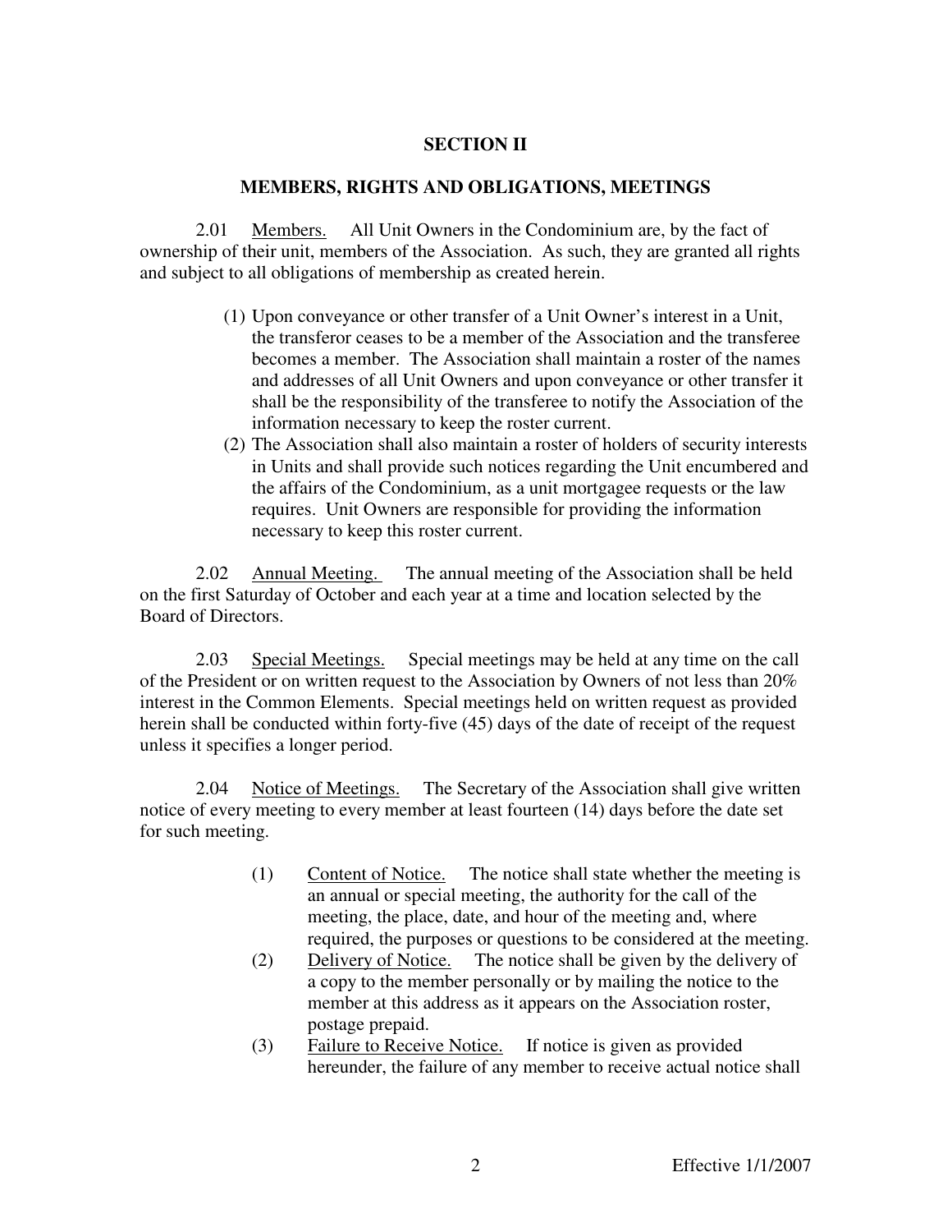## SECTION II

## MEMBERS, RIGHTS AND OBLIGATIONS, MEETINGS

2.01 Members. All Unit Owners in the Condominium are, by the fact of ownership of their unit, members of the Association. As such, they are granted all rights and subject to all obligations of membership as created herein.

(1) Upon conveyance or other transfer of a Unit Owner's interest in a Unit, the transferor ceases to be a member of the Association and the transferee becomes a member. The Association shall maintain a roster of the names and addresses of all Unit Owners and upon conveyance or other transfer it shall be the responsibility of the transferee to notify the Association of the information necessary to keep the roster current.

(2) The Association shall also maintain a roster of holders of security interests in Units and shall provide such notices regarding the Unit encumbered and the affairs of the Condominium, as a unit mortgagee requests or the law requires. Unit Owners are responsible for providing the information necessary to keep this roster current.

2.02 Annual Meeting. The annual meeting of the Association shall be held on the first Saturday of October and each year at a time and location selected by the Board of Directors.

2.03 Special Meetings. Special meetings may be held at any time on the call of the President or on written request to the Association by Owners of not less than 20% interest in the Common Elements. Special meetings held on written request as provided herein shall be conducted within forty-five (45) days of the date of receipt of the request unless it specifies a longer period.

2.04 Notice of Meetings. The Secretary of the Association shall give written notice of every meeting to every member at least fourteen (14) days before the date set for such meeting.

(1) Content of Notice. The notice shall state whether the meeting is an annual or special meeting, the authority for the call of the meeting, the place, date, and hour of the meeting and, where required, the purposes or questions to be considered at the meeting.

(2) Delivery of Notice. The notice shall be given by the delivery of a copy to the member personally or by mailing the notice to the member at this address as it appears on the Association roster, postage prepaid.

(3) Failure to Receive Notice. If notice is given as provided hereunder, the failure of any member to receive actual notice shall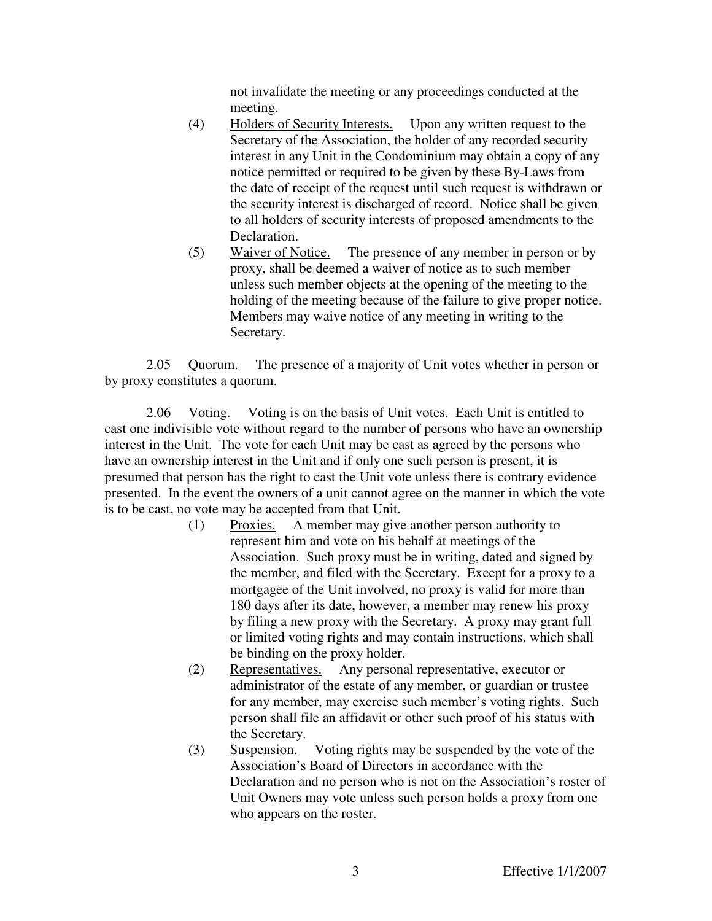not invalidate the meeting or any proceedings conducted at the meeting.

(4) Holders of Security Interests. Upon any written request to the Secretary of the Association, the holder of any recorded security interest in any Unit in the Condominium may obtain a copy of any notice permitted or required to be given by these By-Laws from the date of receipt of the request until such request is withdrawn or the security interest is discharged of record. Notice shall be given to all holders of security interests of proposed amendments to the Declaration.

(5) Waiver of Notice. The presence of any member in person or by proxy, shall be deemed a waiver of notice as to such member unless such member objects at the opening of the meeting to the holding of the meeting because of the failure to give proper notice. Members may waive notice of any meeting in writing to the Secretary.

2.05 Quorum. The presence of a majority of Unit votes whether in person or by proxy constitutes a quorum.

2.06 Voting. Voting is on the basis of Unit votes. Each Unit is entitled to cast one indivisible vote without regard to the number of persons who have an ownership interest in the Unit. The vote for each Unit may be cast as agreed by the persons who have an ownership interest in the Unit and if only one such person is present, it is presumed that person has the right to cast the Unit vote unless there is contrary evidence presented. In the event the owners of a unit cannot agree on the manner in which the vote is to be cast, no vote may be accepted from that Unit.

(1) Proxies. A member may give another person authority to represent him and vote on his behalf at meetings of the Association. Such proxy must be in writing, dated and signed by the member, and filed with the Secretary. Except for a proxy to a mortgagee of the Unit involved, no proxy is valid for more than 180 days after its date, however, a member may renew his proxy by filing a new proxy with the Secretary. A proxy may grant full or limited voting rights and may contain instructions, which shall be binding on the proxy holder.

(2) Representatives. Any personal representative, executor or administrator of the estate of any member, or guardian or trustee for any member, may exercise such member's voting rights. Such person shall file an affidavit or other such proof of his status with the Secretary.

(3) Suspension. Voting rights may be suspended by the vote of the Association's Board of Directors in accordance with the Declaration and no person who is not on the Association's roster of Unit Owners may vote unless such person holds a proxy from one who appears on the roster.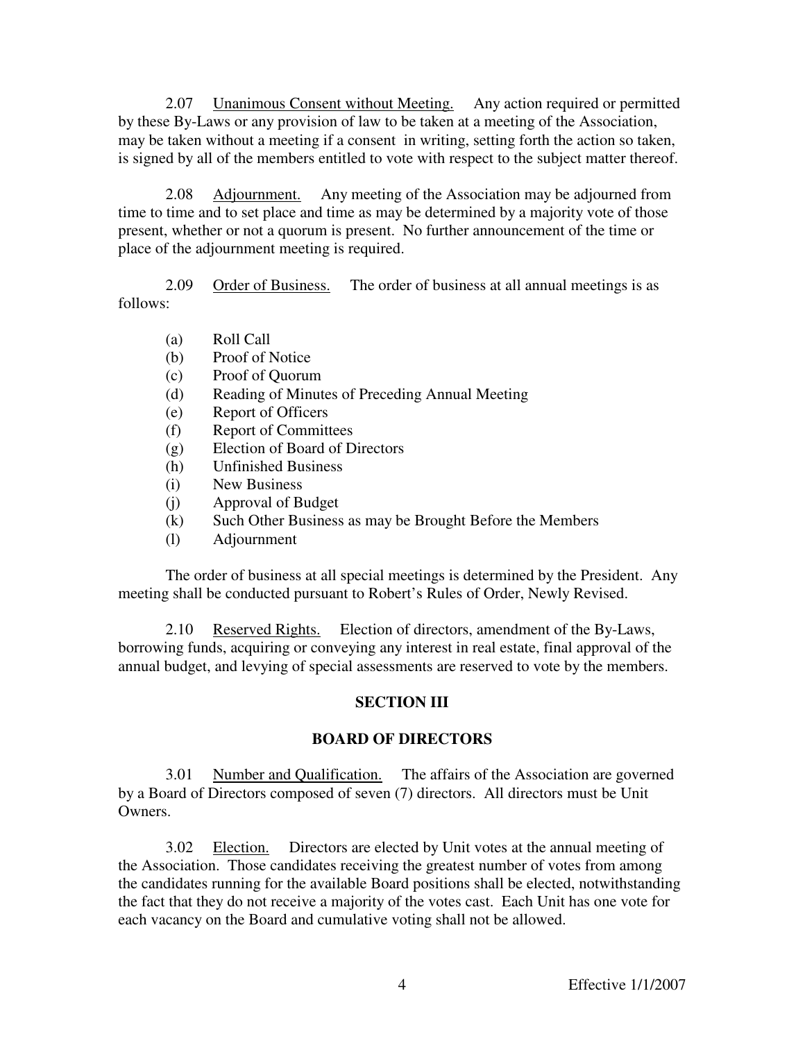2.07 Unanimous Consent without Meeting. Any action required or permitted by these By-Laws or any provision of law to be taken at a meeting of the Association, may be taken without a meeting if a consent in writing, setting forth the action so taken, is signed by all of the members entitled to vote with respect to the subject matter thereof.

2.08 Adjournment. Any meeting of the Association may be adjourned from time to time and to set place and time as may be determined by a majority vote of those present, whether or not a quorum is present. No further announcement of the time or place of the adjournment meeting is required.

2.09 Order of Business. The order of business at all annual meetings is as follows:

(a) Roll Call
(b) Proof of Notice
(c) Proof of Quorum
(d) Reading of Minutes of Preceding Annual Meeting
(e) Report of Officers
(f) Report of Committees
(g) Election of Board of Directors
(h) Unfinished Business
(i) New Business
(j) Approval of Budget
(k) Such Other Business as may be Brought Before the Members
(l) Adjournment

The order of business at all special meetings is determined by the President. Any meeting shall be conducted pursuant to Robert's Rules of Order, Newly Revised.

2.10 Reserved Rights. Election of directors, amendment of the By-Laws, borrowing funds, acquiring or conveying any interest in real estate, final approval of the annual budget, and levying of special assessments are reserved to vote by the members.

## SECTION III

## BOARD OF DIRECTORS

3.01 Number and Qualification. The affairs of the Association are governed by a Board of Directors composed of seven (7) directors. All directors must be Unit Owners.

3.02 Election. Directors are elected by Unit votes at the annual meeting of the Association. Those candidates receiving the greatest number of votes from among the candidates running for the available Board positions shall be elected, notwithstanding the fact that they do not receive a majority of the votes cast. Each Unit has one vote for each vacancy on the Board and cumulative voting shall not be allowed.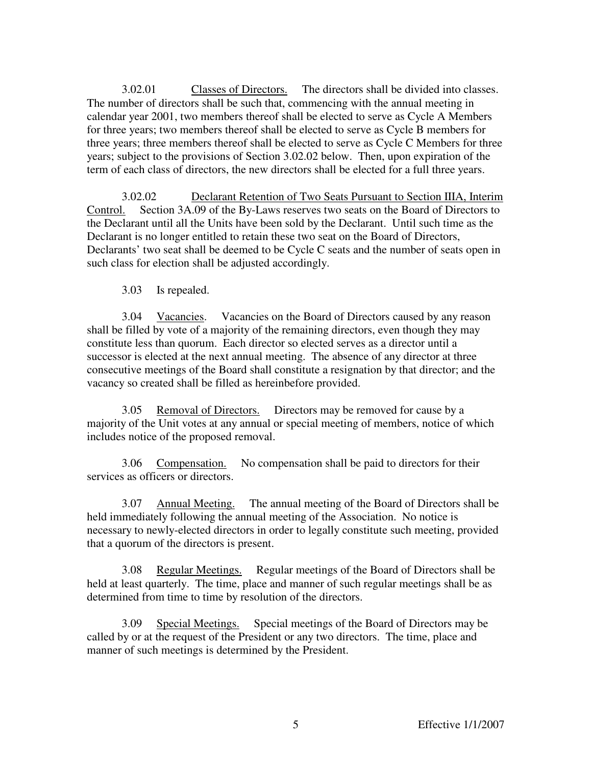3.02.01 Classes of Directors. The directors shall be divided into classes. The number of directors shall be such that, commencing with the annual meeting in calendar year 2001, two members thereof shall be elected to serve as Cycle A Members for three years; two members thereof shall be elected to serve as Cycle B members for three years; three members thereof shall be elected to serve as Cycle C Members for three years; subject to the provisions of Section 3.02.02 below. Then, upon expiration of the term of each class of directors, the new directors shall be elected for a full three years.

3.02.02 Declarant Retention of Two Seats Pursuant to Section IIIA, Interim Control. Section 3A.09 of the By-Laws reserves two seats on the Board of Directors to the Declarant until all the Units have been sold by the Declarant. Until such time as the Declarant is no longer entitled to retain these two seat on the Board of Directors, Declarants' two seat shall be deemed to be Cycle C seats and the number of seats open in such class for election shall be adjusted accordingly.

3.03 Is repealed.

3.04 Vacancies. Vacancies on the Board of Directors caused by any reason shall be filled by vote of a majority of the remaining directors, even though they may constitute less than quorum. Each director so elected serves as a director until a successor is elected at the next annual meeting. The absence of any director at three consecutive meetings of the Board shall constitute a resignation by that director; and the vacancy so created shall be filled as hereinbefore provided.

3.05 Removal of Directors. Directors may be removed for cause by a majority of the Unit votes at any annual or special meeting of members, notice of which includes notice of the proposed removal.

3.06 Compensation. No compensation shall be paid to directors for their services as officers or directors.

3.07 Annual Meeting. The annual meeting of the Board of Directors shall be held immediately following the annual meeting of the Association. No notice is necessary to newly-elected directors in order to legally constitute such meeting, provided that a quorum of the directors is present.

3.08 Regular Meetings. Regular meetings of the Board of Directors shall be held at least quarterly. The time, place and manner of such regular meetings shall be as determined from time to time by resolution of the directors.

3.09 Special Meetings. Special meetings of the Board of Directors may be called by or at the request of the President or any two directors. The time, place and manner of such meetings is determined by the President.

Effective 1/1/2007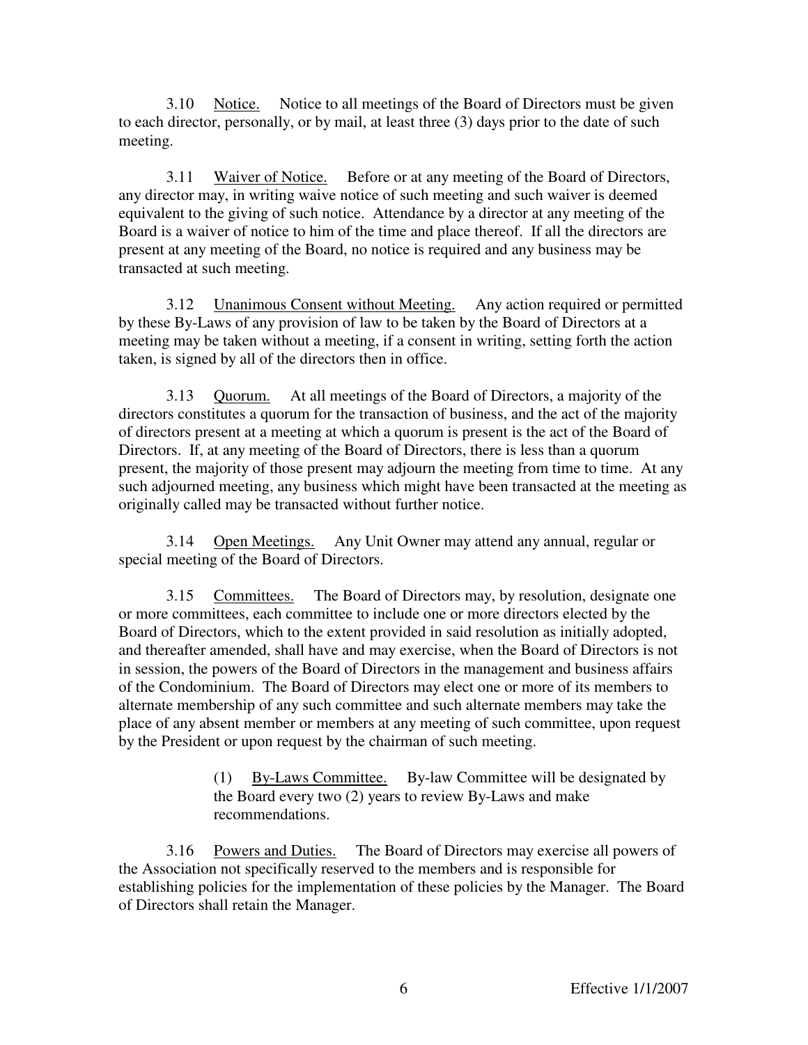3.10 Notice. Notice to all meetings of the Board of Directors must be given to each director, personally, or by mail, at least three (3) days prior to the date of such meeting.

3.11 Waiver of Notice. Before or at any meeting of the Board of Directors, any director may, in writing waive notice of such meeting and such waiver is deemed equivalent to the giving of such notice. Attendance by a director at any meeting of the Board is a waiver of notice to him of the time and place thereof. If all the directors are present at any meeting of the Board, no notice is required and any business may be transacted at such meeting.

3.12 Unanimous Consent without Meeting. Any action required or permitted by these By-Laws of any provision of law to be taken by the Board of Directors at a meeting may be taken without a meeting, if a consent in writing, setting forth the action taken, is signed by all of the directors then in office.

3.13 Quorum. At all meetings of the Board of Directors, a majority of the directors constitutes a quorum for the transaction of business, and the act of the majority of directors present at a meeting at which a quorum is present is the act of the Board of Directors. If, at any meeting of the Board of Directors, there is less than a quorum present, the majority of those present may adjourn the meeting from time to time. At any such adjourned meeting, any business which might have been transacted at the meeting as originally called may be transacted without further notice.

3.14 Open Meetings. Any Unit Owner may attend any annual, regular or special meeting of the Board of Directors.

3.15 Committees. The Board of Directors may, by resolution, designate one or more committees, each committee to include one or more directors elected by the Board of Directors, which to the extent provided in said resolution as initially adopted, and thereafter amended, shall have and may exercise, when the Board of Directors is not in session, the powers of the Board of Directors in the management and business affairs of the Condominium. The Board of Directors may elect one or more of its members to alternate membership of any such committee and such alternate members may take the place of any absent member or members at any meeting of such committee, upon request by the President or upon request by the chairman of such meeting.

> (1) By-Laws Committee. By-law Committee will be designated by the Board every two (2) years to review By-Laws and make recommendations.

3.16 Powers and Duties. The Board of Directors may exercise all powers of the Association not specifically reserved to the members and is responsible for establishing policies for the implementation of these policies by the Manager. The Board of Directors shall retain the Manager.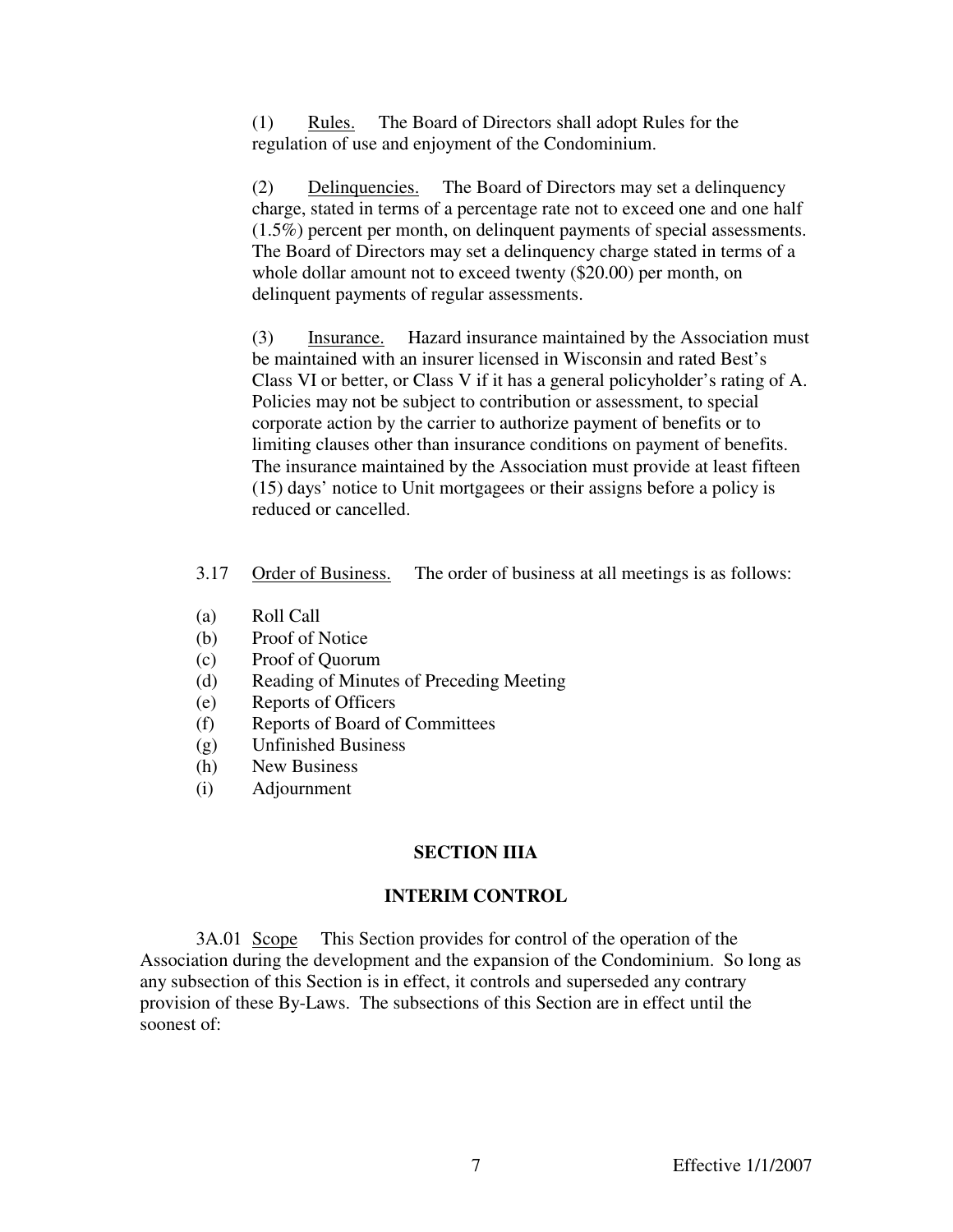(1) Rules. The Board of Directors shall adopt Rules for the regulation of use and enjoyment of the Condominium.

(2) Delinquencies. The Board of Directors may set a delinquency charge, stated in terms of a percentage rate not to exceed one and one half (1.5%) percent per month, on delinquent payments of special assessments. The Board of Directors may set a delinquency charge stated in terms of a whole dollar amount not to exceed twenty ($20.00) per month, on delinquent payments of regular assessments.

(3) Insurance. Hazard insurance maintained by the Association must be maintained with an insurer licensed in Wisconsin and rated Best's Class VI or better, or Class V if it has a general policyholder's rating of A. Policies may not be subject to contribution or assessment, to special corporate action by the carrier to authorize payment of benefits or to limiting clauses other than insurance conditions on payment of benefits. The insurance maintained by the Association must provide at least fifteen (15) days' notice to Unit mortgagees or their assigns before a policy is reduced or cancelled.

3.17 Order of Business. The order of business at all meetings is as follows:

(a) Roll Call
(b) Proof of Notice
(c) Proof of Quorum
(d) Reading of Minutes of Preceding Meeting
(e) Reports of Officers
(f) Reports of Board of Committees
(g) Unfinished Business
(h) New Business
(i) Adjournment

## SECTION IIIA

## INTERIM CONTROL

3A.01 Scope This Section provides for control of the operation of the Association during the development and the expansion of the Condominium. So long as any subsection of this Section is in effect, it controls and superseded any contrary provision of these By-Laws. The subsections of this Section are in effect until the soonest of: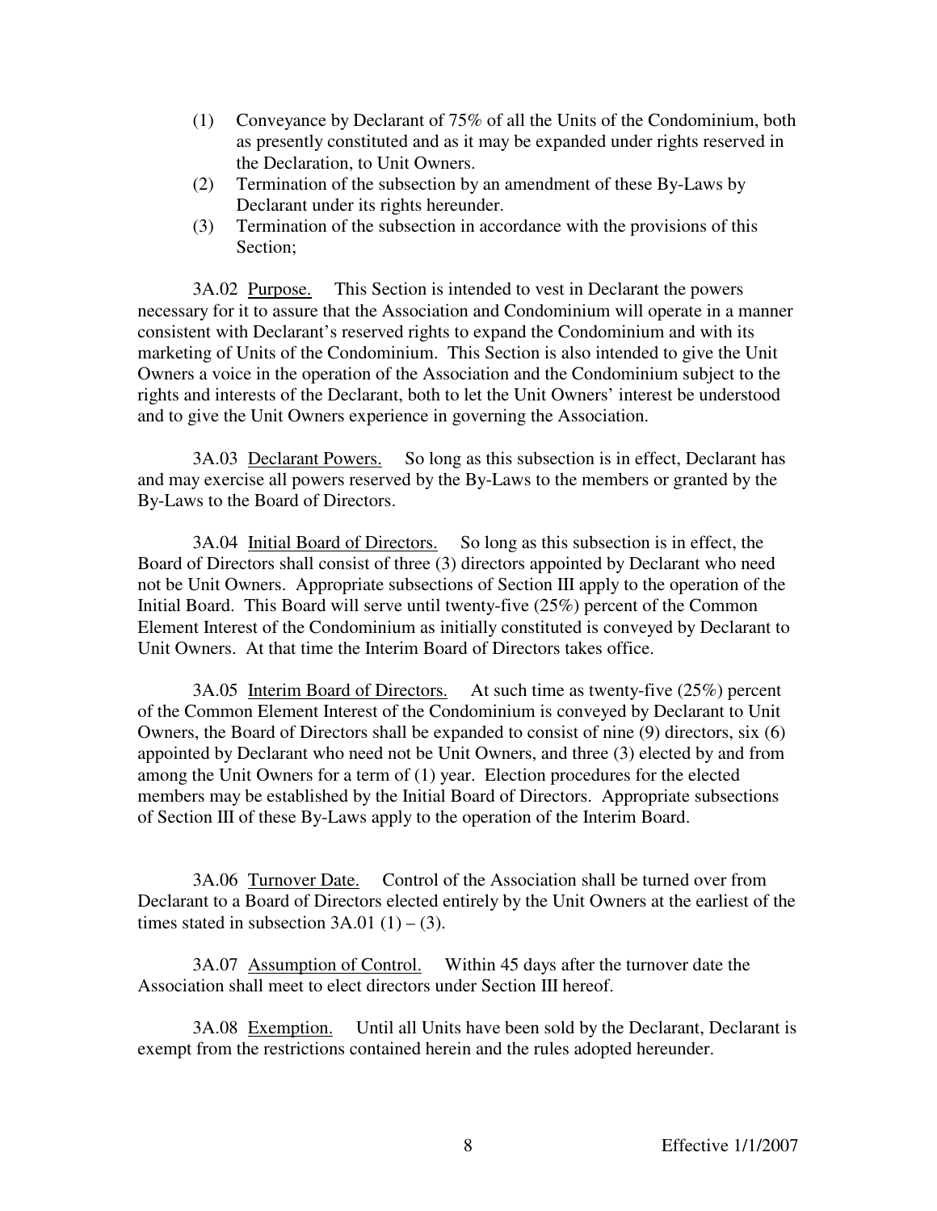(1) Conveyance by Declarant of 75% of all the Units of the Condominium, both as presently constituted and as it may be expanded under rights reserved in the Declaration, to Unit Owners.
(2) Termination of the subsection by an amendment of these By-Laws by Declarant under its rights hereunder.
(3) Termination of the subsection in accordance with the provisions of this Section;

3A.02 Purpose. This Section is intended to vest in Declarant the powers necessary for it to assure that the Association and Condominium will operate in a manner consistent with Declarant's reserved rights to expand the Condominium and with its marketing of Units of the Condominium. This Section is also intended to give the Unit Owners a voice in the operation of the Association and the Condominium subject to the rights and interests of the Declarant, both to let the Unit Owners' interest be understood and to give the Unit Owners experience in governing the Association.

3A.03 Declarant Powers. So long as this subsection is in effect, Declarant has and may exercise all powers reserved by the By-Laws to the members or granted by the By-Laws to the Board of Directors.

3A.04 Initial Board of Directors. So long as this subsection is in effect, the Board of Directors shall consist of three (3) directors appointed by Declarant who need not be Unit Owners. Appropriate subsections of Section III apply to the operation of the Initial Board. This Board will serve until twenty-five (25%) percent of the Common Element Interest of the Condominium as initially constituted is conveyed by Declarant to Unit Owners. At that time the Interim Board of Directors takes office.

3A.05 Interim Board of Directors. At such time as twenty-five (25%) percent of the Common Element Interest of the Condominium is conveyed by Declarant to Unit Owners, the Board of Directors shall be expanded to consist of nine (9) directors, six (6) appointed by Declarant who need not be Unit Owners, and three (3) elected by and from among the Unit Owners for a term of (1) year. Election procedures for the elected members may be established by the Initial Board of Directors. Appropriate subsections of Section III of these By-Laws apply to the operation of the Interim Board.

3A.06 Turnover Date. Control of the Association shall be turned over from Declarant to a Board of Directors elected entirely by the Unit Owners at the earliest of the times stated in subsection 3A.01 (1) – (3).

3A.07 Assumption of Control. Within 45 days after the turnover date the Association shall meet to elect directors under Section III hereof.

3A.08 Exemption. Until all Units have been sold by the Declarant, Declarant is exempt from the restrictions contained herein and the rules adopted hereunder.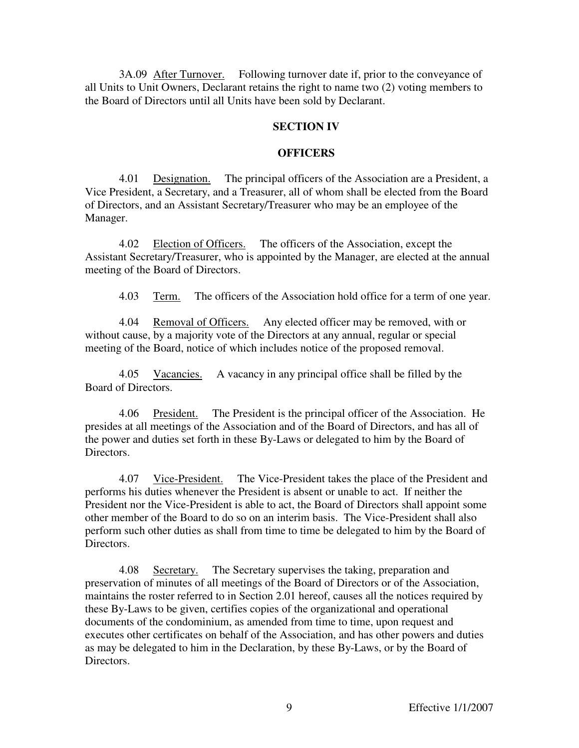3A.09 After Turnover. Following turnover date if, prior to the conveyance of all Units to Unit Owners, Declarant retains the right to name two (2) voting members to the Board of Directors until all Units have been sold by Declarant.

## SECTION IV

## OFFICERS

4.01 Designation. The principal officers of the Association are a President, a Vice President, a Secretary, and a Treasurer, all of whom shall be elected from the Board of Directors, and an Assistant Secretary/Treasurer who may be an employee of the Manager.

4.02 Election of Officers. The officers of the Association, except the Assistant Secretary/Treasurer, who is appointed by the Manager, are elected at the annual meeting of the Board of Directors.

4.03 Term. The officers of the Association hold office for a term of one year.

4.04 Removal of Officers. Any elected officer may be removed, with or without cause, by a majority vote of the Directors at any annual, regular or special meeting of the Board, notice of which includes notice of the proposed removal.

4.05 Vacancies. A vacancy in any principal office shall be filled by the Board of Directors.

4.06 President. The President is the principal officer of the Association. He presides at all meetings of the Association and of the Board of Directors, and has all of the power and duties set forth in these By-Laws or delegated to him by the Board of Directors.

4.07 Vice-President. The Vice-President takes the place of the President and performs his duties whenever the President is absent or unable to act. If neither the President nor the Vice-President is able to act, the Board of Directors shall appoint some other member of the Board to do so on an interim basis. The Vice-President shall also perform such other duties as shall from time to time be delegated to him by the Board of Directors.

4.08 Secretary. The Secretary supervises the taking, preparation and preservation of minutes of all meetings of the Board of Directors or of the Association, maintains the roster referred to in Section 2.01 hereof, causes all the notices required by these By-Laws to be given, certifies copies of the organizational and operational documents of the condominium, as amended from time to time, upon request and executes other certificates on behalf of the Association, and has other powers and duties as may be delegated to him in the Declaration, by these By-Laws, or by the Board of Directors.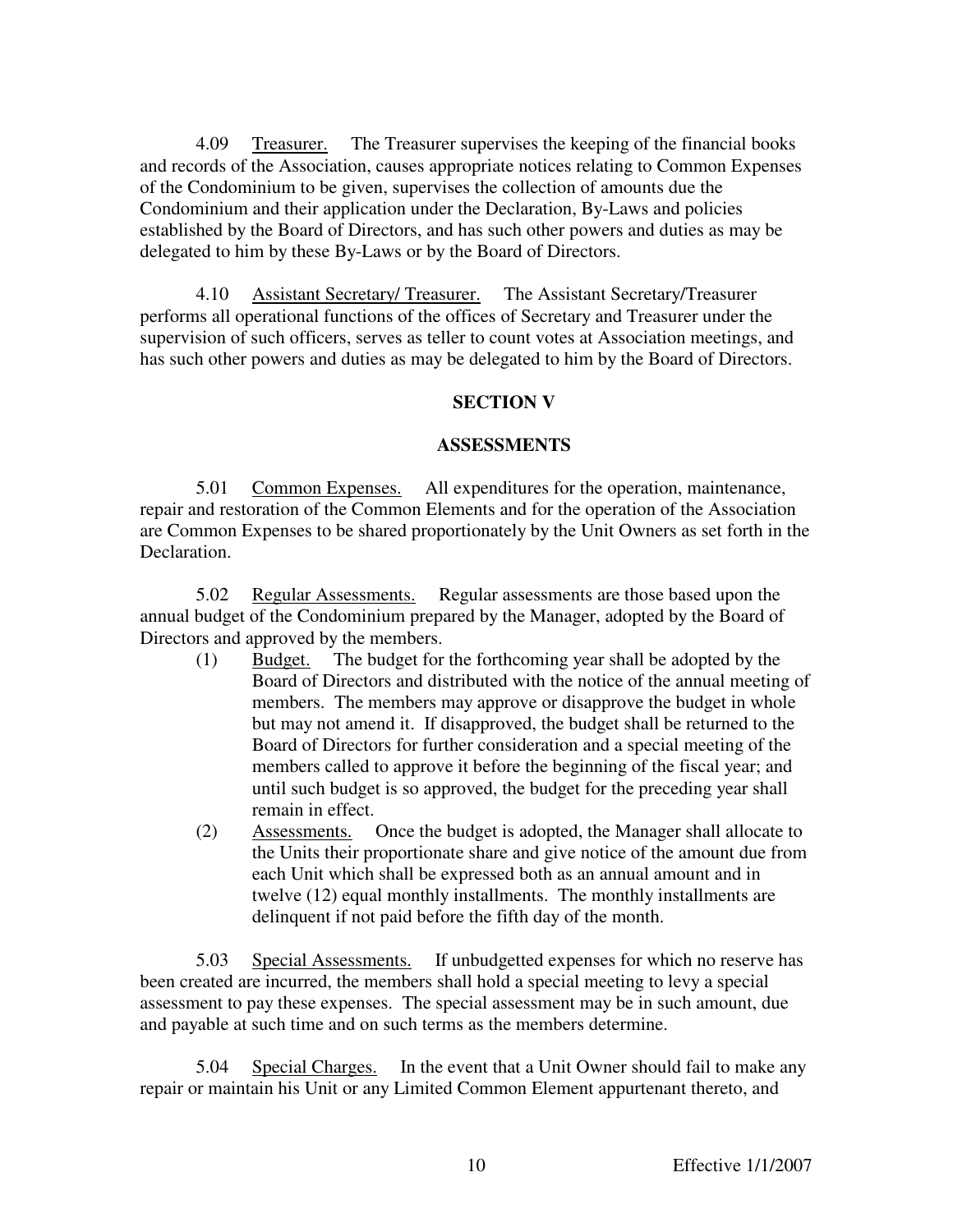4.09 Treasurer. The Treasurer supervises the keeping of the financial books and records of the Association, causes appropriate notices relating to Common Expenses of the Condominium to be given, supervises the collection of amounts due the Condominium and their application under the Declaration, By-Laws and policies established by the Board of Directors, and has such other powers and duties as may be delegated to him by these By-Laws or by the Board of Directors.

4.10 Assistant Secretary/ Treasurer. The Assistant Secretary/Treasurer performs all operational functions of the offices of Secretary and Treasurer under the supervision of such officers, serves as teller to count votes at Association meetings, and has such other powers and duties as may be delegated to him by the Board of Directors.

## SECTION V

## ASSESSMENTS

5.01 Common Expenses. All expenditures for the operation, maintenance, repair and restoration of the Common Elements and for the operation of the Association are Common Expenses to be shared proportionately by the Unit Owners as set forth in the Declaration.

5.02 Regular Assessments. Regular assessments are those based upon the annual budget of the Condominium prepared by the Manager, adopted by the Board of Directors and approved by the members.

(1) Budget. The budget for the forthcoming year shall be adopted by the Board of Directors and distributed with the notice of the annual meeting of members. The members may approve or disapprove the budget in whole but may not amend it. If disapproved, the budget shall be returned to the Board of Directors for further consideration and a special meeting of the members called to approve it before the beginning of the fiscal year; and until such budget is so approved, the budget for the preceding year shall remain in effect.

(2) Assessments. Once the budget is adopted, the Manager shall allocate to the Units their proportionate share and give notice of the amount due from each Unit which shall be expressed both as an annual amount and in twelve (12) equal monthly installments. The monthly installments are delinquent if not paid before the fifth day of the month.

5.03 Special Assessments. If unbudgetted expenses for which no reserve has been created are incurred, the members shall hold a special meeting to levy a special assessment to pay these expenses. The special assessment may be in such amount, due and payable at such time and on such terms as the members determine.

5.04 Special Charges. In the event that a Unit Owner should fail to make any repair or maintain his Unit or any Limited Common Element appurtenant thereto, and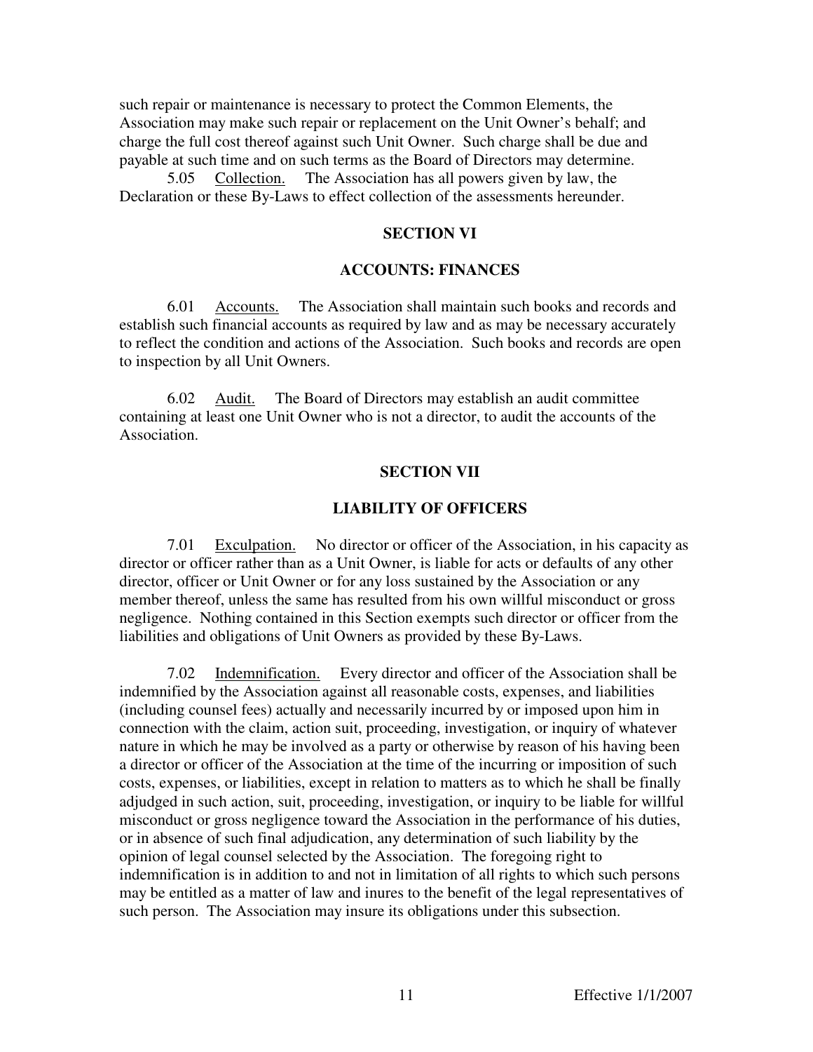such repair or maintenance is necessary to protect the Common Elements, the Association may make such repair or replacement on the Unit Owner's behalf; and charge the full cost thereof against such Unit Owner. Such charge shall be due and payable at such time and on such terms as the Board of Directors may determine.

5.05 Collection. The Association has all powers given by law, the Declaration or these By-Laws to effect collection of the assessments hereunder.

## SECTION VI

## ACCOUNTS: FINANCES

6.01 Accounts. The Association shall maintain such books and records and establish such financial accounts as required by law and as may be necessary accurately to reflect the condition and actions of the Association. Such books and records are open to inspection by all Unit Owners.

6.02 Audit. The Board of Directors may establish an audit committee containing at least one Unit Owner who is not a director, to audit the accounts of the Association.

## SECTION VII

## LIABILITY OF OFFICERS

7.01 Exculpation. No director or officer of the Association, in his capacity as director or officer rather than as a Unit Owner, is liable for acts or defaults of any other director, officer or Unit Owner or for any loss sustained by the Association or any member thereof, unless the same has resulted from his own willful misconduct or gross negligence. Nothing contained in this Section exempts such director or officer from the liabilities and obligations of Unit Owners as provided by these By-Laws.

7.02 Indemnification. Every director and officer of the Association shall be indemnified by the Association against all reasonable costs, expenses, and liabilities (including counsel fees) actually and necessarily incurred by or imposed upon him in connection with the claim, action suit, proceeding, investigation, or inquiry of whatever nature in which he may be involved as a party or otherwise by reason of his having been a director or officer of the Association at the time of the incurring or imposition of such costs, expenses, or liabilities, except in relation to matters as to which he shall be finally adjudged in such action, suit, proceeding, investigation, or inquiry to be liable for willful misconduct or gross negligence toward the Association in the performance of his duties, or in absence of such final adjudication, any determination of such liability by the opinion of legal counsel selected by the Association. The foregoing right to indemnification is in addition to and not in limitation of all rights to which such persons may be entitled as a matter of law and inures to the benefit of the legal representatives of such person. The Association may insure its obligations under this subsection.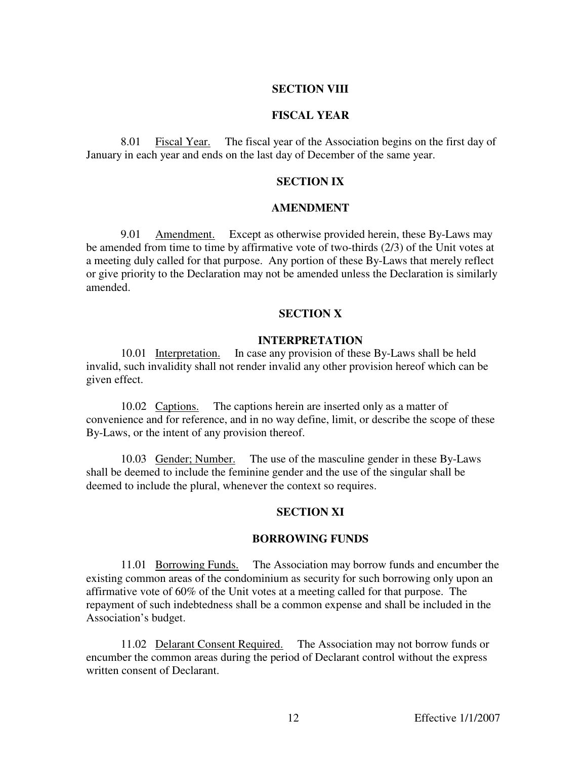## SECTION VIII

## FISCAL YEAR

8.01 Fiscal Year. The fiscal year of the Association begins on the first day of January in each year and ends on the last day of December of the same year.

## SECTION IX

## AMENDMENT

9.01 Amendment. Except as otherwise provided herein, these By-Laws may be amended from time to time by affirmative vote of two-thirds (2/3) of the Unit votes at a meeting duly called for that purpose. Any portion of these By-Laws that merely reflect or give priority to the Declaration may not be amended unless the Declaration is similarly amended.

## SECTION X

## INTERPRETATION

10.01 Interpretation. In case any provision of these By-Laws shall be held invalid, such invalidity shall not render invalid any other provision hereof which can be given effect.

10.02 Captions. The captions herein are inserted only as a matter of convenience and for reference, and in no way define, limit, or describe the scope of these By-Laws, or the intent of any provision thereof.

10.03 Gender; Number. The use of the masculine gender in these By-Laws shall be deemed to include the feminine gender and the use of the singular shall be deemed to include the plural, whenever the context so requires.

## SECTION XI

## BORROWING FUNDS

11.01 Borrowing Funds. The Association may borrow funds and encumber the existing common areas of the condominium as security for such borrowing only upon an affirmative vote of 60% of the Unit votes at a meeting called for that purpose. The repayment of such indebtedness shall be a common expense and shall be included in the Association's budget.

11.02 Delarant Consent Required. The Association may not borrow funds or encumber the common areas during the period of Declarant control without the express written consent of Declarant.

Effective 1/1/2007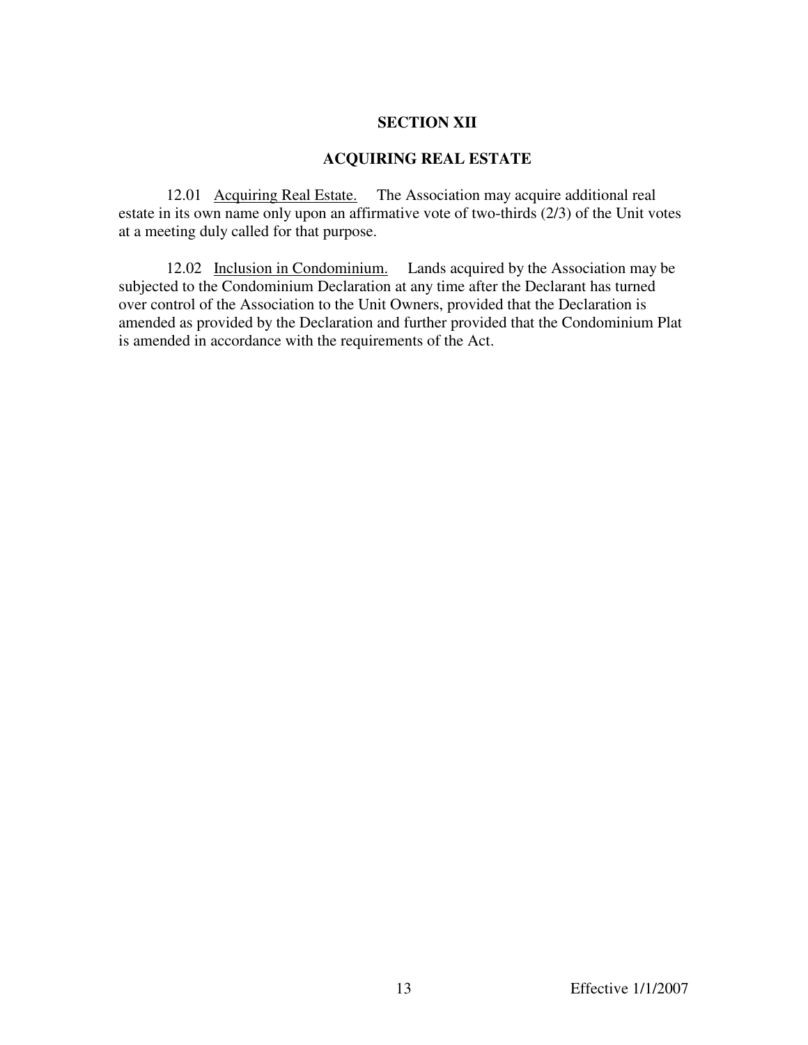## SECTION XII

## ACQUIRING REAL ESTATE

12.01 Acquiring Real Estate. The Association may acquire additional real estate in its own name only upon an affirmative vote of two-thirds (2/3) of the Unit votes at a meeting duly called for that purpose.

12.02 Inclusion in Condominium. Lands acquired by the Association may be subjected to the Condominium Declaration at any time after the Declarant has turned over control of the Association to the Unit Owners, provided that the Declaration is amended as provided by the Declaration and further provided that the Condominium Plat is amended in accordance with the requirements of the Act.